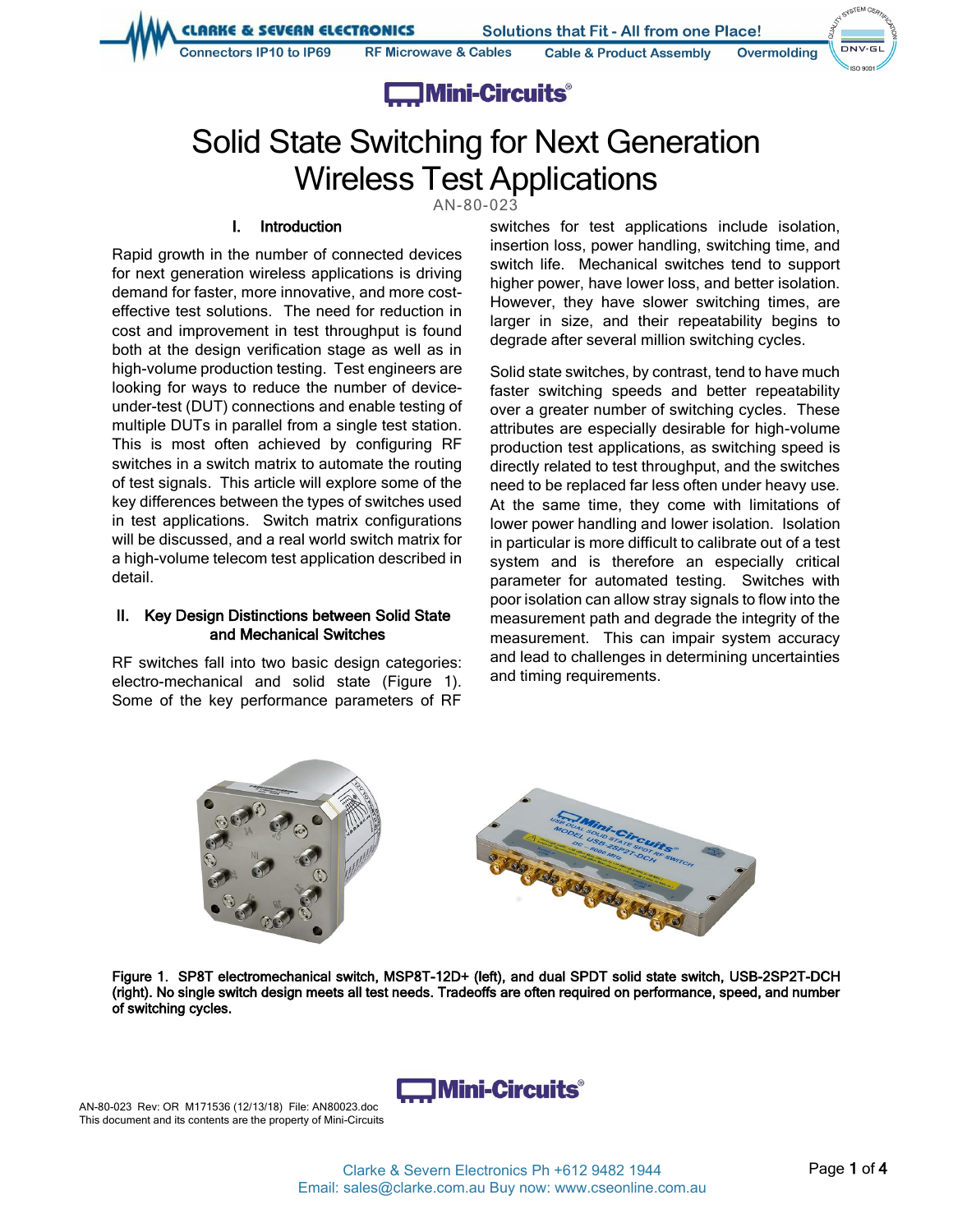# Solid State Switching for Next Generation Wireless Test Applications

AN-80-023

## I. Introduction

Rapid growth in the number of connected devices for next generation wireless applications is driving demand for faster, more innovative, and more cost-effective test solutions. The need for reduction in cost and improvement in test throughput is found both at the design verification stage as well as in high-volume production testing. Test engineers are looking for ways to reduce the number of device-under-test (DUT) connections and enable testing of multiple DUTs in parallel from a single test station. This is most often achieved by configuring RF switches in a switch matrix to automate the routing of test signals. This article will explore some of the key differences between the types of switches used in test applications. Switch matrix configurations will be discussed, and a real world switch matrix for a high-volume telecom test application described in detail.

## II. Key Design Distinctions between Solid State and Mechanical Switches

RF switches fall into two basic design categories: electro-mechanical and solid state (Figure 1). Some of the key performance parameters of RF switches for test applications include isolation, insertion loss, power handling, switching time, and switch life. Mechanical switches tend to support higher power, have lower loss, and better isolation. However, they have slower switching times, are larger in size, and their repeatability begins to degrade after several million switching cycles.

Solid state switches, by contrast, tend to have much faster switching speeds and better repeatability over a greater number of switching cycles. These attributes are especially desirable for high-volume production test applications, as switching speed is directly related to test throughput, and the switches need to be replaced far less often under heavy use. At the same time, they come with limitations of lower power handling and lower isolation. Isolation in particular is more difficult to calibrate out of a test system and is therefore an especially critical parameter for automated testing. Switches with poor isolation can allow stray signals to flow into the measurement path and degrade the integrity of the measurement. This can impair system accuracy and lead to challenges in determining uncertainties and timing requirements.

**Figure 1. SP8T electromechanical switch, MSP8T-12D+ (left), and dual SPDT solid state switch, USB-2SP2T-DCH (right). No single switch design meets all test needs. Tradeoffs are often required on performance, speed, and number of switching cycles.**

AN-80-023 Rev: OR M171536 (12/13/18) File: AN80023.doc
This document and its contents are the property of Mini-Circuits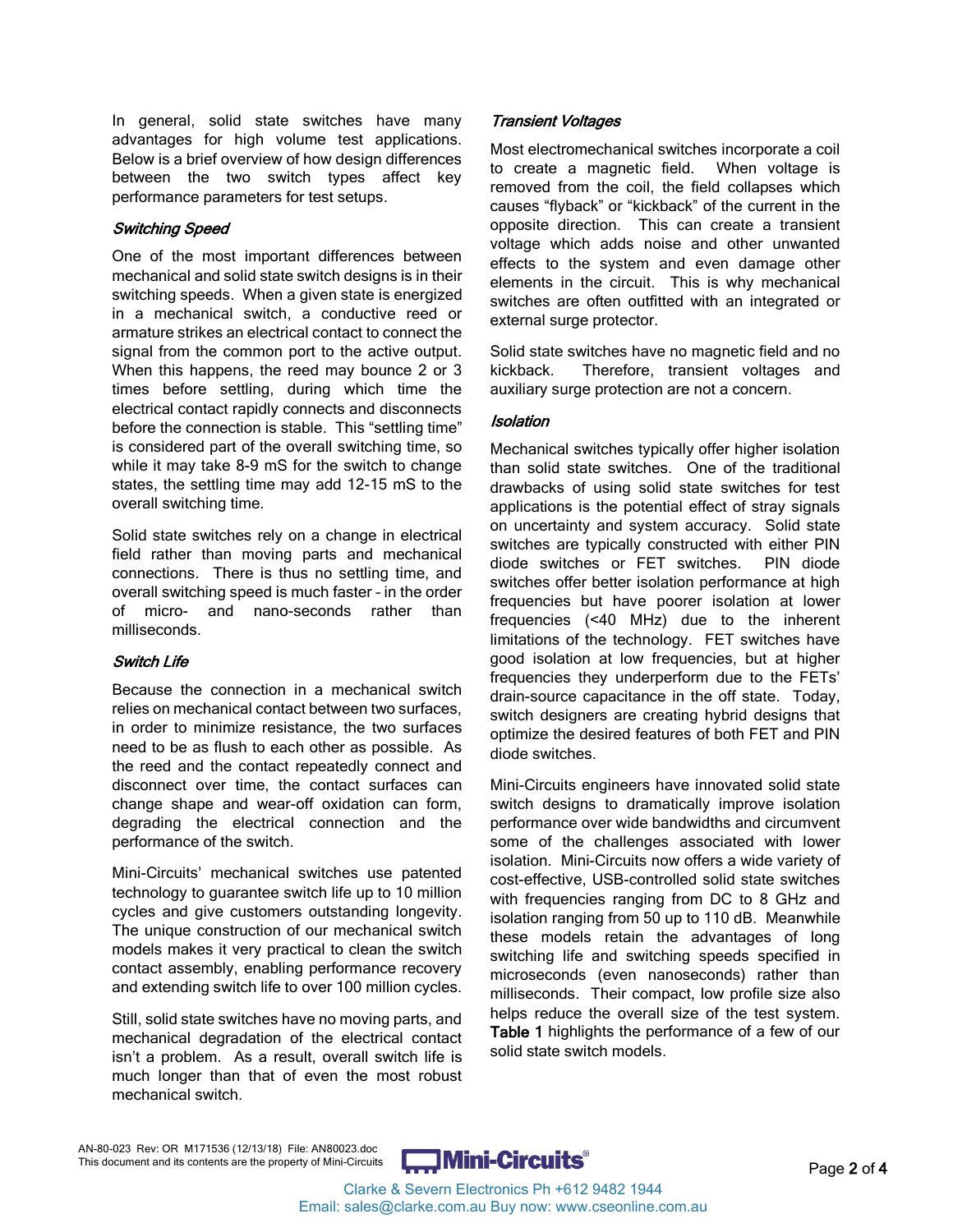In general, solid state switches have many advantages for high volume test applications. Below is a brief overview of how design differences between the two switch types affect key performance parameters for test setups.

### *Switching Speed*

One of the most important differences between mechanical and solid state switch designs is in their switching speeds. When a given state is energized in a mechanical switch, a conductive reed or armature strikes an electrical contact to connect the signal from the common port to the active output. When this happens, the reed may bounce 2 or 3 times before settling, during which time the electrical contact rapidly connects and disconnects before the connection is stable. This "settling time" is considered part of the overall switching time, so while it may take 8-9 mS for the switch to change states, the settling time may add 12-15 mS to the overall switching time.

Solid state switches rely on a change in electrical field rather than moving parts and mechanical connections. There is thus no settling time, and overall switching speed is much faster – in the order of micro- and nano-seconds rather than milliseconds.

### *Switch Life*

Because the connection in a mechanical switch relies on mechanical contact between two surfaces, in order to minimize resistance, the two surfaces need to be as flush to each other as possible. As the reed and the contact repeatedly connect and disconnect over time, the contact surfaces can change shape and wear-off oxidation can form, degrading the electrical connection and the performance of the switch.

Mini-Circuits' mechanical switches use patented technology to guarantee switch life up to 10 million cycles and give customers outstanding longevity. The unique construction of our mechanical switch models makes it very practical to clean the switch contact assembly, enabling performance recovery and extending switch life to over 100 million cycles.

Still, solid state switches have no moving parts, and mechanical degradation of the electrical contact isn't a problem. As a result, overall switch life is much longer than that of even the most robust mechanical switch.

### *Transient Voltages*

Most electromechanical switches incorporate a coil to create a magnetic field. When voltage is removed from the coil, the field collapses which causes "flyback" or "kickback" of the current in the opposite direction. This can create a transient voltage which adds noise and other unwanted effects to the system and even damage other elements in the circuit. This is why mechanical switches are often outfitted with an integrated or external surge protector.

Solid state switches have no magnetic field and no kickback. Therefore, transient voltages and auxiliary surge protection are not a concern.

### *Isolation*

Mechanical switches typically offer higher isolation than solid state switches. One of the traditional drawbacks of using solid state switches for test applications is the potential effect of stray signals on uncertainty and system accuracy. Solid state switches are typically constructed with either PIN diode switches or FET switches. PIN diode switches offer better isolation performance at high frequencies but have poorer isolation at lower frequencies (<40 MHz) due to the inherent limitations of the technology. FET switches have good isolation at low frequencies, but at higher frequencies they underperform due to the FETs' drain-source capacitance in the off state. Today, switch designers are creating hybrid designs that optimize the desired features of both FET and PIN diode switches.

Mini-Circuits engineers have innovated solid state switch designs to dramatically improve isolation performance over wide bandwidths and circumvent some of the challenges associated with lower isolation. Mini-Circuits now offers a wide variety of cost-effective, USB-controlled solid state switches with frequencies ranging from DC to 8 GHz and isolation ranging from 50 up to 110 dB. Meanwhile these models retain the advantages of long switching life and switching speeds specified in microseconds (even nanoseconds) rather than milliseconds. Their compact, low profile size also helps reduce the overall size of the test system. **Table 1** highlights the performance of a few of our solid state switch models.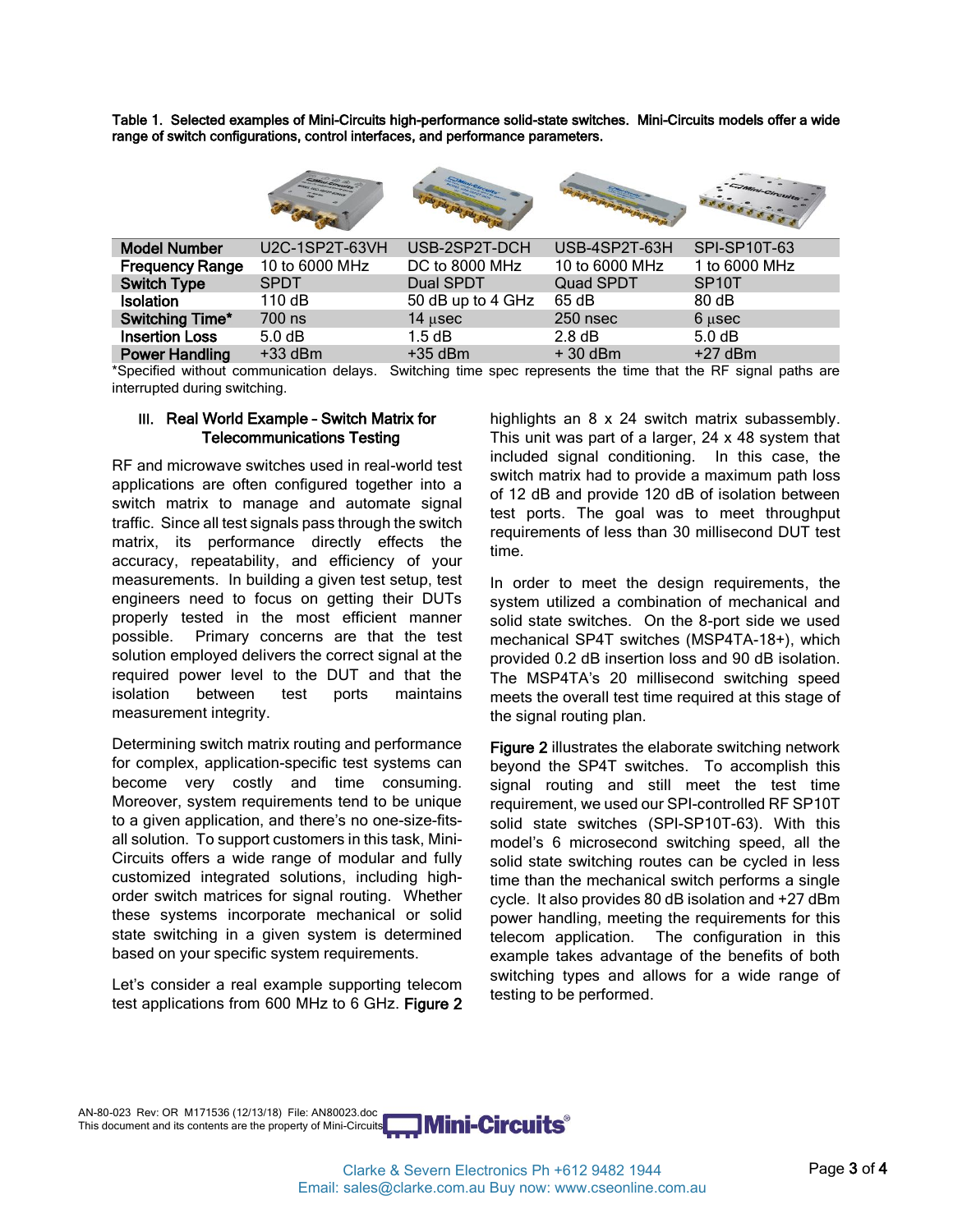**Table 1. Selected examples of Mini-Circuits high-performance solid-state switches. Mini-Circuits models offer a wide range of switch configurations, control interfaces, and performance parameters.**

| **Model Number** | U2C-1SP2T-63VH | USB-2SP2T-DCH | USB-4SP2T-63H | SPI-SP10T-63 |
|---|---|---|---|---|
| **Frequency Range** | 10 to 6000 MHz | DC to 8000 MHz | 10 to 6000 MHz | 1 to 6000 MHz |
| **Switch Type** | SPDT | Dual SPDT | Quad SPDT | SP10T |
| **Isolation** | 110 dB | 50 dB up to 4 GHz | 65 dB | 80 dB |
| **Switching Time*** | 700 ns | 14 µsec | 250 nsec | 6 µsec |
| **Insertion Loss** | 5.0 dB | 1.5 dB | 2.8 dB | 5.0 dB |
| **Power Handling** | +33 dBm | +35 dBm | + 30 dBm | +27 dBm |

*Specified without communication delays. Switching time spec represents the time that the RF signal paths are interrupted during switching.

## III. Real World Example – Switch Matrix for Telecommunications Testing

RF and microwave switches used in real-world test applications are often configured together into a switch matrix to manage and automate signal traffic. Since all test signals pass through the switch matrix, its performance directly effects the accuracy, repeatability, and efficiency of your measurements. In building a given test setup, test engineers need to focus on getting their DUTs properly tested in the most efficient manner possible. Primary concerns are that the test solution employed delivers the correct signal at the required power level to the DUT and that the isolation between test ports maintains measurement integrity.

Determining switch matrix routing and performance for complex, application-specific test systems can become very costly and time consuming. Moreover, system requirements tend to be unique to a given application, and there's no one-size-fits-all solution. To support customers in this task, Mini-Circuits offers a wide range of modular and fully customized integrated solutions, including high-order switch matrices for signal routing. Whether these systems incorporate mechanical or solid state switching in a given system is determined based on your specific system requirements.

Let's consider a real example supporting telecom test applications from 600 MHz to 6 GHz. **Figure 2** highlights an 8 x 24 switch matrix subassembly. This unit was part of a larger, 24 x 48 system that included signal conditioning. In this case, the switch matrix had to provide a maximum path loss of 12 dB and provide 120 dB of isolation between test ports. The goal was to meet throughput requirements of less than 30 millisecond DUT test time.

In order to meet the design requirements, the system utilized a combination of mechanical and solid state switches. On the 8-port side we used mechanical SP4T switches (MSP4TA-18+), which provided 0.2 dB insertion loss and 90 dB isolation. The MSP4TA's 20 millisecond switching speed meets the overall test time required at this stage of the signal routing plan.

**Figure 2** illustrates the elaborate switching network beyond the SP4T switches. To accomplish this signal routing and still meet the test time requirement, we used our SPI-controlled RF SP10T solid state switches (SPI-SP10T-63). With this model's 6 microsecond switching speed, all the solid state switching routes can be cycled in less time than the mechanical switch performs a single cycle. It also provides 80 dB isolation and +27 dBm power handling, meeting the requirements for this telecom application. The configuration in this example takes advantage of the benefits of both switching types and allows for a wide range of testing to be performed.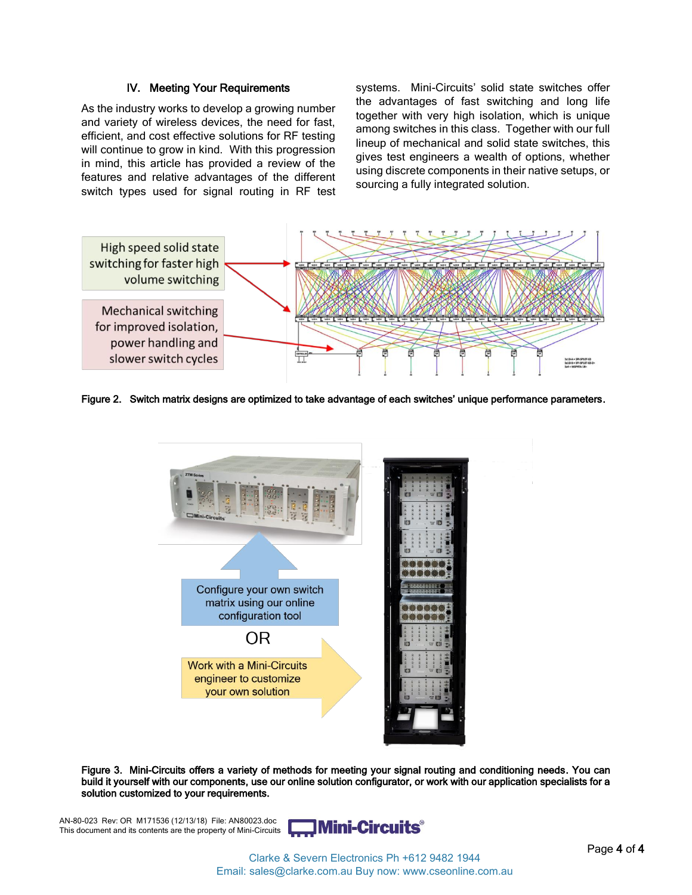## IV. Meeting Your Requirements

As the industry works to develop a growing number and variety of wireless devices, the need for fast, efficient, and cost effective solutions for RF testing will continue to grow in kind. With this progression in mind, this article has provided a review of the features and relative advantages of the different switch types used for signal routing in RF test systems. Mini-Circuits' solid state switches offer the advantages of fast switching and long life together with very high isolation, which is unique among switches in this class. Together with our full lineup of mechanical and solid state switches, this gives test engineers a wealth of options, whether using discrete components in their native setups, or sourcing a fully integrated solution.

High speed solid state switching for faster high volume switching

Mechanical switching for improved isolation, power handling and slower switch cycles

**Figure 2. Switch matrix designs are optimized to take advantage of each switches' unique performance parameters.**

Configure your own switch matrix using our online configuration tool

OR

Work with a Mini-Circuits engineer to customize your own solution

**Figure 3. Mini-Circuits offers a variety of methods for meeting your signal routing and conditioning needs. You can build it yourself with our components, use our online solution configurator, or work with our application specialists for a solution customized to your requirements.**

AN-80-023 Rev: OR M171536 (12/13/18) File: AN80023.doc
This document and its contents are the property of Mini-Circuits

Clarke & Severn Electronics Ph +612 9482 1944
Email: sales@clarke.com.au Buy now: www.cseonline.com.au